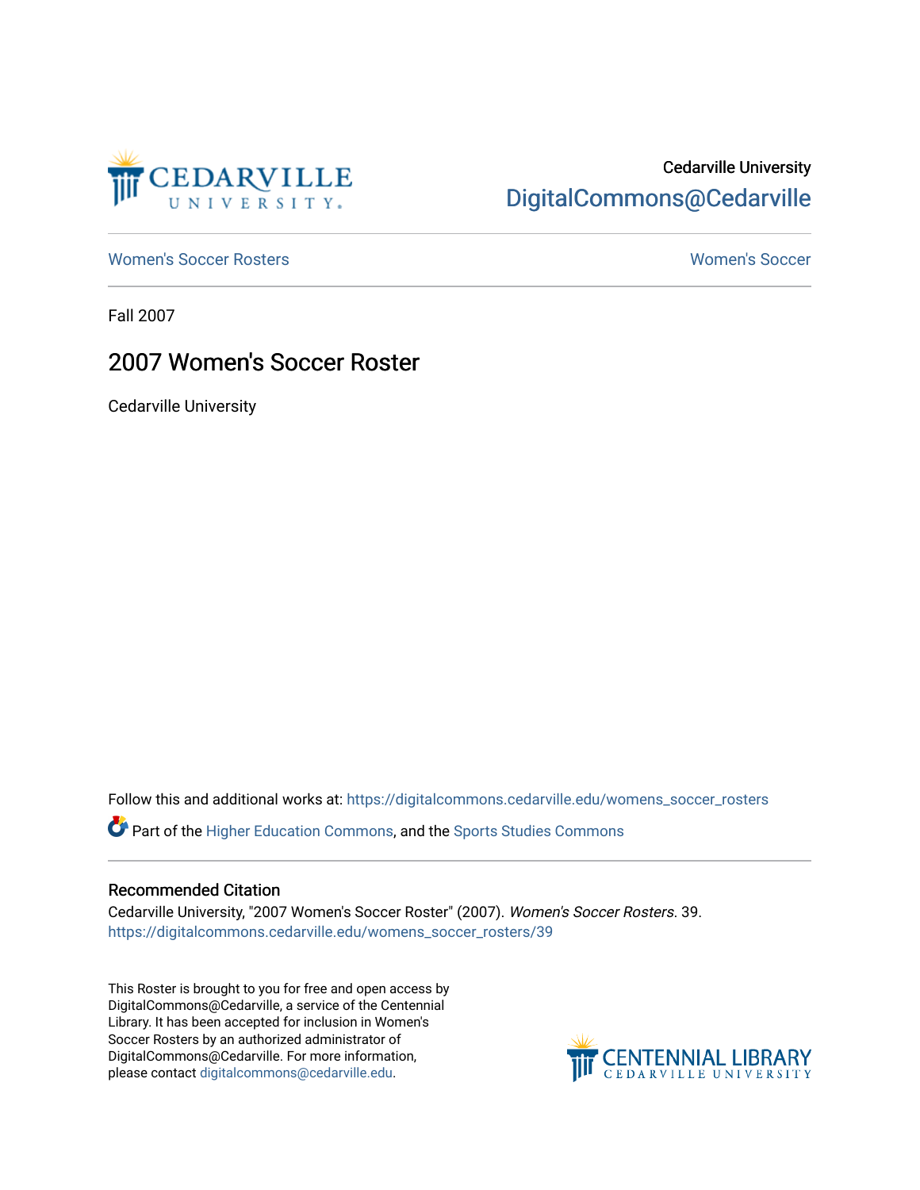Cedarville University

DigitalCommons@Cedarville

Women's Soccer Rosters

Women's Soccer

Fall 2007

# 2007 Women's Soccer Roster

Cedarville University

Follow this and additional works at: https://digitalcommons.cedarville.edu/womens_soccer_rosters

Part of the Higher Education Commons, and the Sports Studies Commons

## Recommended Citation

Cedarville University, "2007 Women's Soccer Roster" (2007). *Women's Soccer Rosters*. 39.
https://digitalcommons.cedarville.edu/womens_soccer_rosters/39

This Roster is brought to you for free and open access by DigitalCommons@Cedarville, a service of the Centennial Library. It has been accepted for inclusion in Women's Soccer Rosters by an authorized administrator of DigitalCommons@Cedarville. For more information, please contact digitalcommons@cedarville.edu.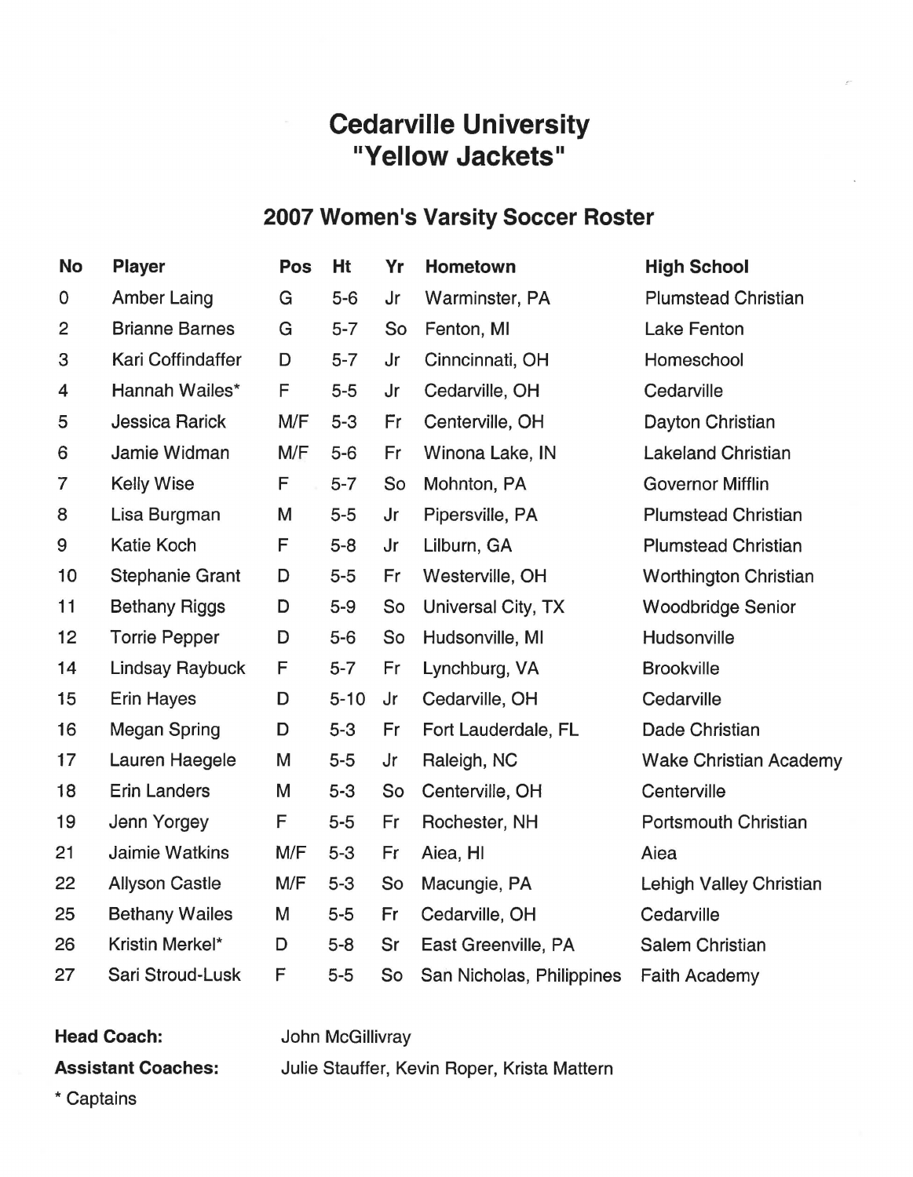# Cedarville University "Yellow Jackets"

## 2007 Women's Varsity Soccer Roster

| No | Player | Pos | Ht | Yr | Hometown | High School |
|---|---|---|---|---|---|---|
| 0 | Amber Laing | G | 5-6 | Jr | Warminster, PA | Plumstead Christian |
| 2 | Brianne Barnes | G | 5-7 | So | Fenton, MI | Lake Fenton |
| 3 | Kari Coffindaffer | D | 5-7 | Jr | Cinncinnati, OH | Homeschool |
| 4 | Hannah Wailes* | F | 5-5 | Jr | Cedarville, OH | Cedarville |
| 5 | Jessica Rarick | M/F | 5-3 | Fr | Centerville, OH | Dayton Christian |
| 6 | Jamie Widman | M/F | 5-6 | Fr | Winona Lake, IN | Lakeland Christian |
| 7 | Kelly Wise | F | 5-7 | So | Mohnton, PA | Governor Mifflin |
| 8 | Lisa Burgman | M | 5-5 | Jr | Pipersville, PA | Plumstead Christian |
| 9 | Katie Koch | F | 5-8 | Jr | Lilburn, GA | Plumstead Christian |
| 10 | Stephanie Grant | D | 5-5 | Fr | Westerville, OH | Worthington Christian |
| 11 | Bethany Riggs | D | 5-9 | So | Universal City, TX | Woodbridge Senior |
| 12 | Torrie Pepper | D | 5-6 | So | Hudsonville, MI | Hudsonville |
| 14 | Lindsay Raybuck | F | 5-7 | Fr | Lynchburg, VA | Brookville |
| 15 | Erin Hayes | D | 5-10 | Jr | Cedarville, OH | Cedarville |
| 16 | Megan Spring | D | 5-3 | Fr | Fort Lauderdale, FL | Dade Christian |
| 17 | Lauren Haegele | M | 5-5 | Jr | Raleigh, NC | Wake Christian Academy |
| 18 | Erin Landers | M | 5-3 | So | Centerville, OH | Centerville |
| 19 | Jenn Yorgey | F | 5-5 | Fr | Rochester, NH | Portsmouth Christian |
| 21 | Jaimie Watkins | M/F | 5-3 | Fr | Aiea, HI | Aiea |
| 22 | Allyson Castle | M/F | 5-3 | So | Macungie, PA | Lehigh Valley Christian |
| 25 | Bethany Wailes | M | 5-5 | Fr | Cedarville, OH | Cedarville |
| 26 | Kristin Merkel* | D | 5-8 | Sr | East Greenville, PA | Salem Christian |
| 27 | Sari Stroud-Lusk | F | 5-5 | So | San Nicholas, Philippines | Faith Academy |

**Head Coach:** John McGillivray

**Assistant Coaches:** Julie Stauffer, Kevin Roper, Krista Mattern

* Captains